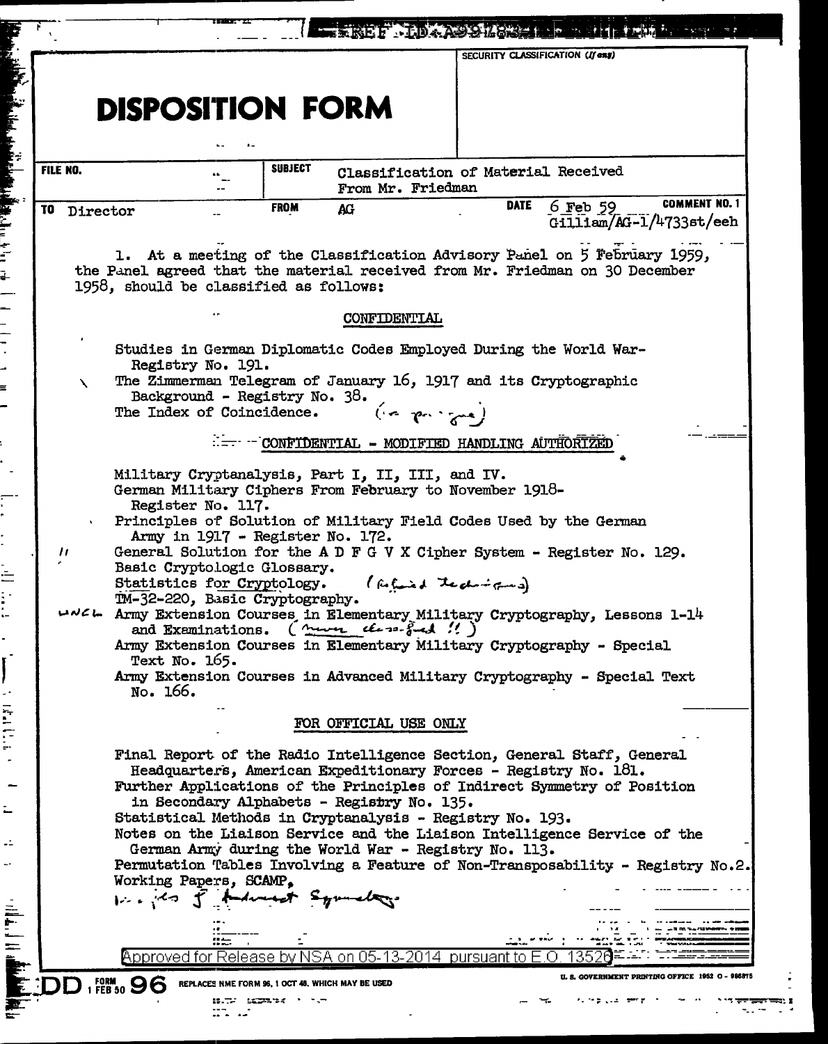# DISPOSITION FORM

SECURITY CLASSIFICATION (If any)

| FILE NO. | SUBJECT | Classification of Material Received From Mr. Friedman | |
|---|---|---|---|
| TO Director | FROM AG | DATE 6 Feb 59 | COMMENT NO. 1 Gilliam/AG-1/4733st/eeh |

1. At a meeting of the Classification Advisory Panel on 5 February 1959, the Panel agreed that the material received from Mr. Friedman on 30 December 1958, should be classified as follows:

CONFIDENTIAL

Studies in German Diplomatic Codes Employed During the World War- Registry No. 191.
The Zimmerman Telegram of January 16, 1917 and its Cryptographic Background - Registry No. 38.
The Index of Coincidence. (in progress)

CONFIDENTIAL - MODIFIED HANDLING AUTHORIZED

Military Cryptanalysis, Part I, II, III, and IV.
German Military Ciphers From February to November 1918- Register No. 117.
Principles of Solution of Military Field Codes Used by the German Army in 1917 - Register No. 172.
General Solution for the A D F G V X Cipher System - Register No. 129.
Basic Cryptologic Glossary.
Statistics for Cryptology. (Refined techniques)
TM-32-220, Basic Cryptography.
UNCL Army Extension Courses in Elementary Military Cryptography, Lessons 1-14 and Examinations. (never classified !!)
Army Extension Courses in Elementary Military Cryptography - Special Text No. 165.
Army Extension Courses in Advanced Military Cryptography - Special Text No. 166.

FOR OFFICIAL USE ONLY

Final Report of the Radio Intelligence Section, General Staff, General Headquarters, American Expeditionary Forces - Registry No. 181.
Further Applications of the Principles of Indirect Symmetry of Position in Secondary Alphabets - Registry No. 135.
Statistical Methods in Cryptanalysis - Registry No. 193.
Notes on the Liaison Service and the Liaison Intelligence Service of the German Army during the World War - Registry No. 113.
Permutation Tables Involving a Feature of Non-Transposability - Registry No.2.
Working Papers, SCAMP,
Uses of Indirect Symmetry.

Approved for Release by NSA on 05-13-2014 pursuant to E.O. 13526

DD FORM 1 FEB 50 96 REPLACES NME FORM 96, 1 OCT 48, WHICH MAY BE USED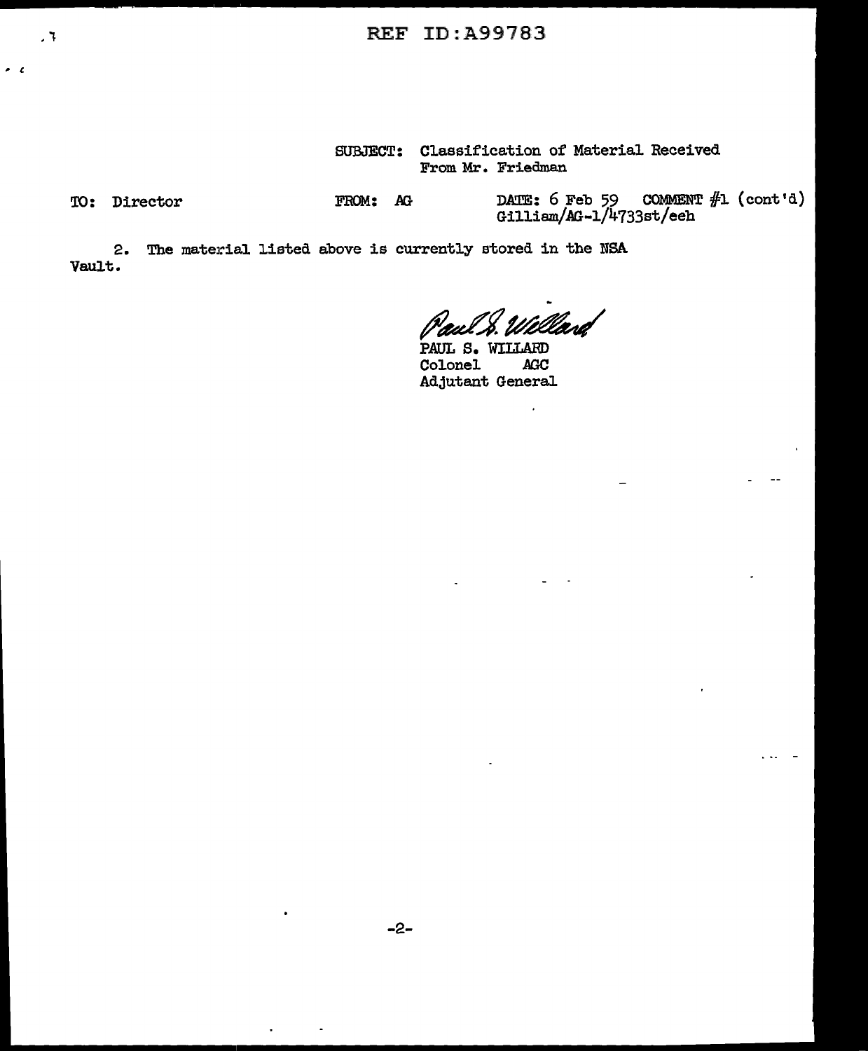SUBJECT: Classification of Material Received From Mr. Friedman

TO: Director FROM: AG DATE: 6 Feb 59 COMMENT #1 (cont'd)
Gilliam/AG-1/4733st/eeh

2. The material listed above is currently stored in the NSA Vault.

Paul S. Willard

PAUL S. WILLARD
Colonel AGC
Adjutant General